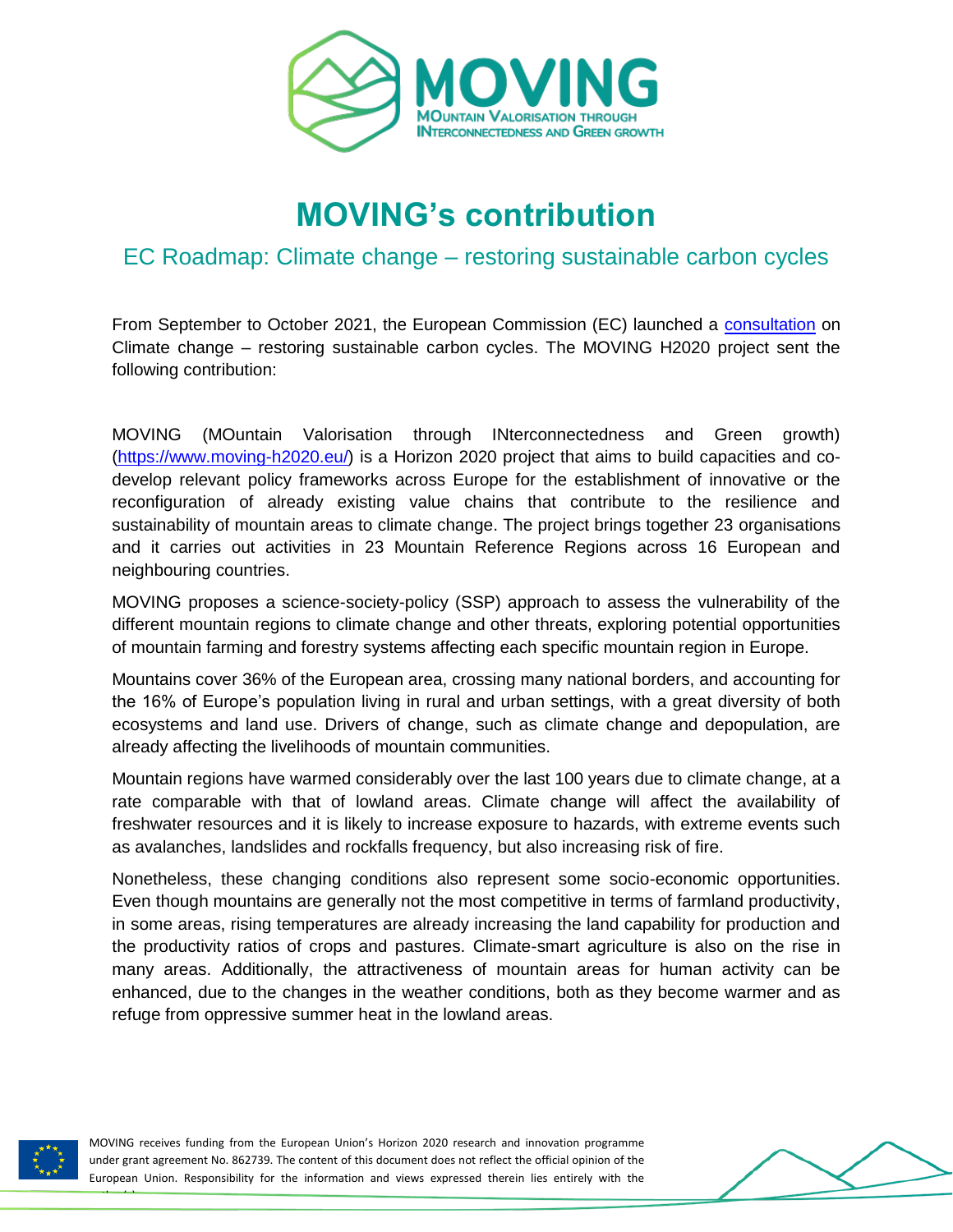# MOVING's contribution

## EC Roadmap: Climate change – restoring sustainable carbon cycles

From September to October 2021, the European Commission (EC) launched a consultation on Climate change – restoring sustainable carbon cycles. The MOVING H2020 project sent the following contribution:

MOVING (MOuntain Valorisation through INterconnectedness and Green growth) (https://www.moving-h2020.eu/) is a Horizon 2020 project that aims to build capacities and co-develop relevant policy frameworks across Europe for the establishment of innovative or the reconfiguration of already existing value chains that contribute to the resilience and sustainability of mountain areas to climate change. The project brings together 23 organisations and it carries out activities in 23 Mountain Reference Regions across 16 European and neighbouring countries.

MOVING proposes a science-society-policy (SSP) approach to assess the vulnerability of the different mountain regions to climate change and other threats, exploring potential opportunities of mountain farming and forestry systems affecting each specific mountain region in Europe.

Mountains cover 36% of the European area, crossing many national borders, and accounting for the 16% of Europe's population living in rural and urban settings, with a great diversity of both ecosystems and land use. Drivers of change, such as climate change and depopulation, are already affecting the livelihoods of mountain communities.

Mountain regions have warmed considerably over the last 100 years due to climate change, at a rate comparable with that of lowland areas. Climate change will affect the availability of freshwater resources and it is likely to increase exposure to hazards, with extreme events such as avalanches, landslides and rockfalls frequency, but also increasing risk of fire.

Nonetheless, these changing conditions also represent some socio-economic opportunities. Even though mountains are generally not the most competitive in terms of farmland productivity, in some areas, rising temperatures are already increasing the land capability for production and the productivity ratios of crops and pastures. Climate-smart agriculture is also on the rise in many areas. Additionally, the attractiveness of mountain areas for human activity can be enhanced, due to the changes in the weather conditions, both as they become warmer and as refuge from oppressive summer heat in the lowland areas.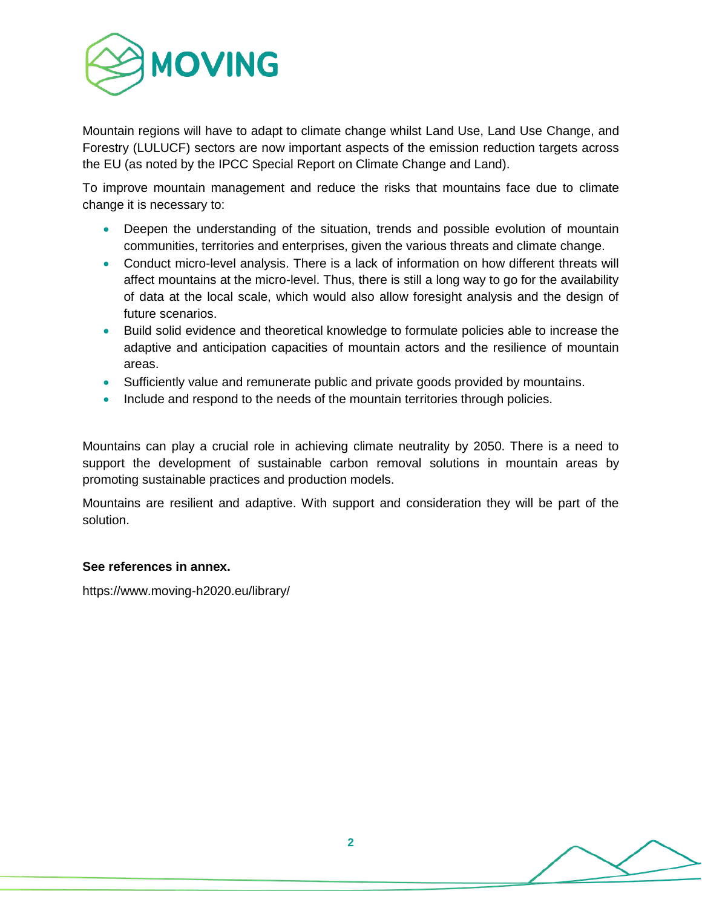Mountain regions will have to adapt to climate change whilst Land Use, Land Use Change, and Forestry (LULUCF) sectors are now important aspects of the emission reduction targets across the EU (as noted by the IPCC Special Report on Climate Change and Land).

To improve mountain management and reduce the risks that mountains face due to climate change it is necessary to:

- Deepen the understanding of the situation, trends and possible evolution of mountain communities, territories and enterprises, given the various threats and climate change.
- Conduct micro-level analysis. There is a lack of information on how different threats will affect mountains at the micro-level. Thus, there is still a long way to go for the availability of data at the local scale, which would also allow foresight analysis and the design of future scenarios.
- Build solid evidence and theoretical knowledge to formulate policies able to increase the adaptive and anticipation capacities of mountain actors and the resilience of mountain areas.
- Sufficiently value and remunerate public and private goods provided by mountains.
- Include and respond to the needs of the mountain territories through policies.

Mountains can play a crucial role in achieving climate neutrality by 2050. There is a need to support the development of sustainable carbon removal solutions in mountain areas by promoting sustainable practices and production models.

Mountains are resilient and adaptive. With support and consideration they will be part of the solution.

**See references in annex.**

https://www.moving-h2020.eu/library/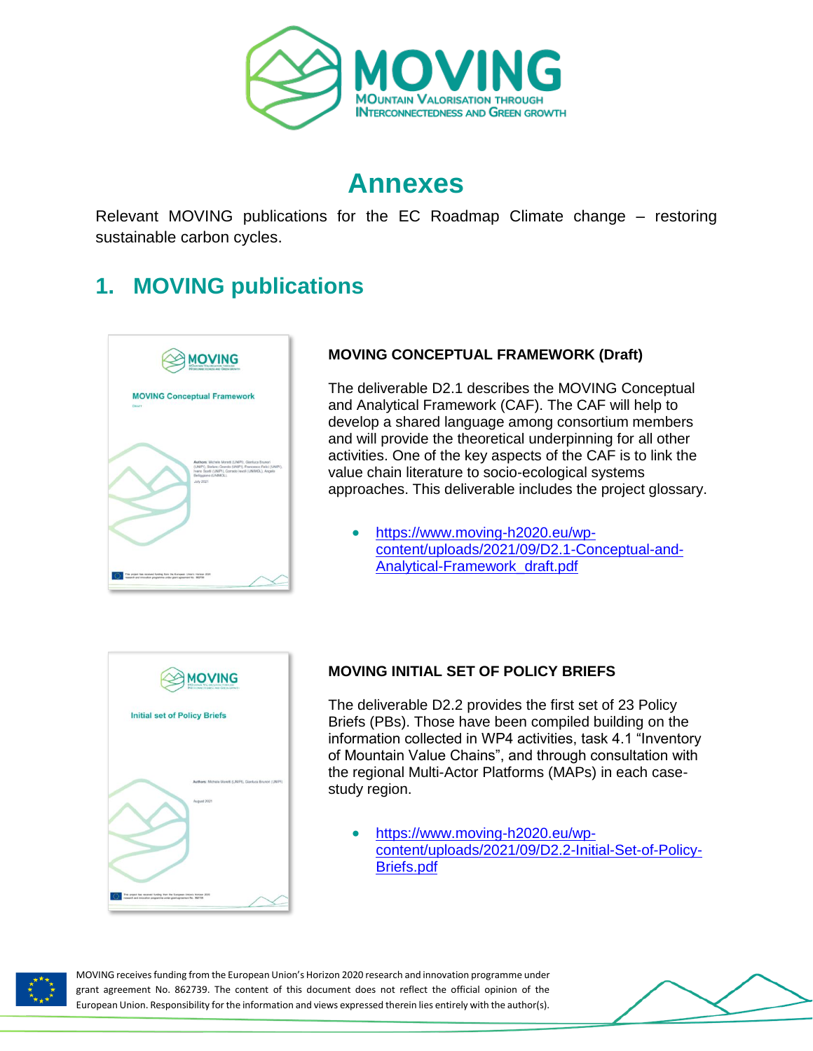# Annexes

Relevant MOVING publications for the EC Roadmap Climate change – restoring sustainable carbon cycles.

## 1. MOVING publications

**MOVING CONCEPTUAL FRAMEWORK (Draft)**

The deliverable D2.1 describes the MOVING Conceptual and Analytical Framework (CAF). The CAF will help to develop a shared language among consortium members and will provide the theoretical underpinning for all other activities. One of the key aspects of the CAF is to link the value chain literature to socio-ecological systems approaches. This deliverable includes the project glossary.

- https://www.moving-h2020.eu/wp-content/uploads/2021/09/D2.1-Conceptual-and-Analytical-Framework_draft.pdf

**MOVING INITIAL SET OF POLICY BRIEFS**

The deliverable D2.2 provides the first set of 23 Policy Briefs (PBs). Those have been compiled building on the information collected in WP4 activities, task 4.1 "Inventory of Mountain Value Chains", and through consultation with the regional Multi-Actor Platforms (MAPs) in each case-study region.

- https://www.moving-h2020.eu/wp-content/uploads/2021/09/D2.2-Initial-Set-of-Policy-Briefs.pdf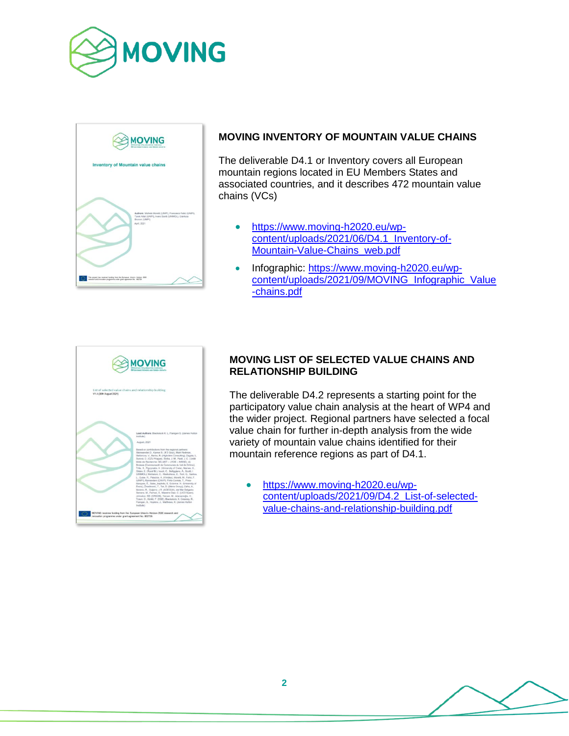## MOVING INVENTORY OF MOUNTAIN VALUE CHAINS

The deliverable D4.1 or Inventory covers all European mountain regions located in EU Members States and associated countries, and it describes 472 mountain value chains (VCs)

- https://www.moving-h2020.eu/wp-content/uploads/2021/06/D4.1_Inventory-of-Mountain-Value-Chains_web.pdf
- Infographic: https://www.moving-h2020.eu/wp-content/uploads/2021/09/MOVING_Infographic_Value-chains.pdf

## MOVING LIST OF SELECTED VALUE CHAINS AND RELATIONSHIP BUILDING

The deliverable D4.2 represents a starting point for the participatory value chain analysis at the heart of WP4 and the wider project. Regional partners have selected a focal value chain for further in-depth analysis from the wide variety of mountain value chains identified for their mountain reference regions as part of D4.1.

- https://www.moving-h2020.eu/wp-content/uploads/2021/09/D4.2_List-of-selected-value-chains-and-relationship-building.pdf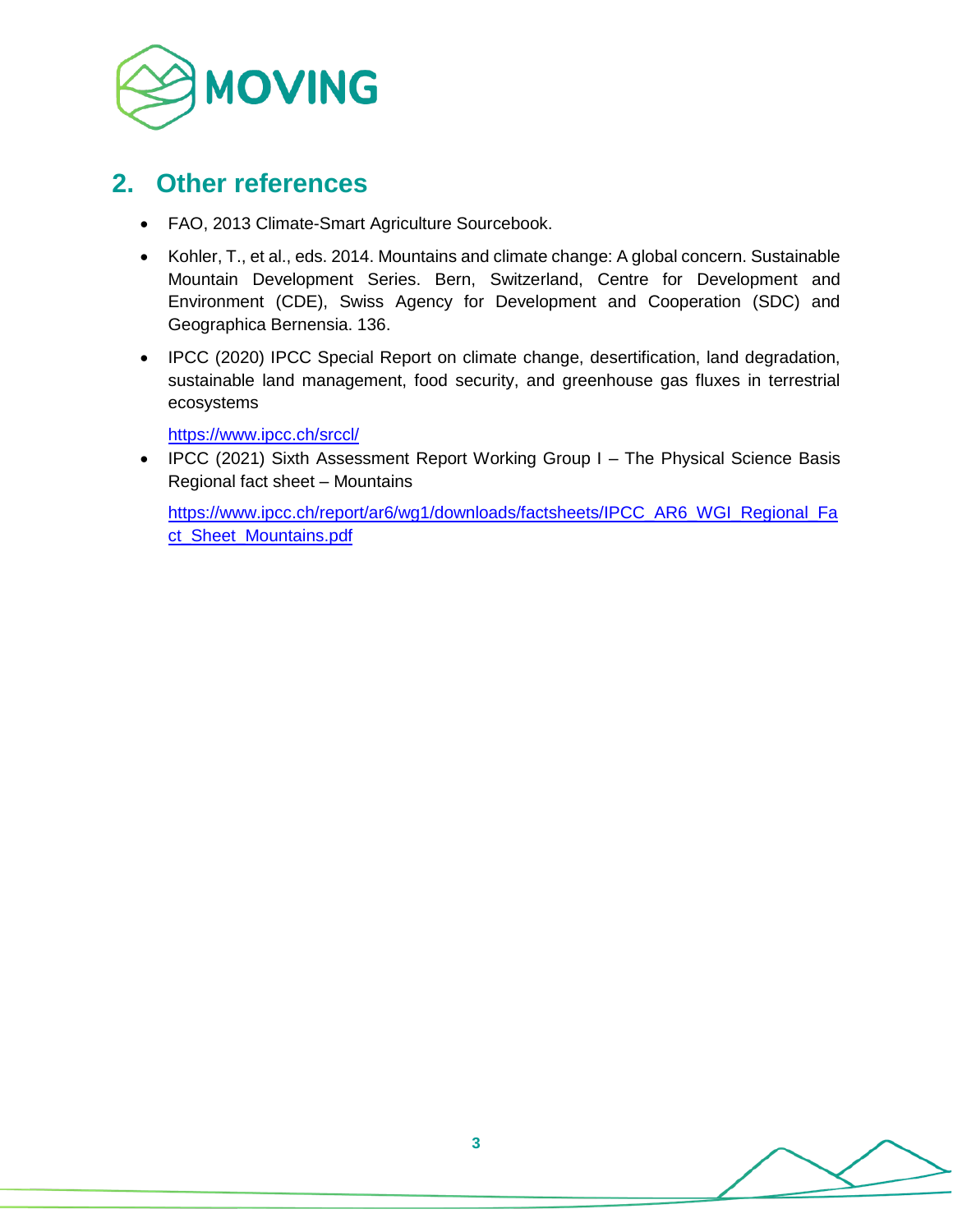## 2. Other references

- FAO, 2013 Climate-Smart Agriculture Sourcebook.
- Kohler, T., et al., eds. 2014. Mountains and climate change: A global concern. Sustainable Mountain Development Series. Bern, Switzerland, Centre for Development and Environment (CDE), Swiss Agency for Development and Cooperation (SDC) and Geographica Bernensia. 136.
- IPCC (2020) IPCC Special Report on climate change, desertification, land degradation, sustainable land management, food security, and greenhouse gas fluxes in terrestrial ecosystems

  https://www.ipcc.ch/srccl/
- IPCC (2021) Sixth Assessment Report Working Group I – The Physical Science Basis Regional fact sheet – Mountains

  https://www.ipcc.ch/report/ar6/wg1/downloads/factsheets/IPCC_AR6_WGI_Regional_Fact_Sheet_Mountains.pdf